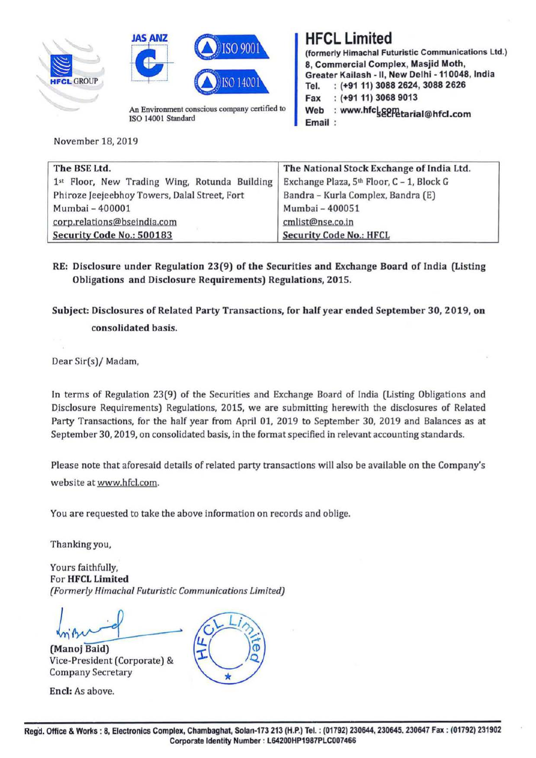# HFCL Limited

(formerly Himachal Futuristic Communications Ltd.)
8, Commercial Complex, Masjid Moth,
Greater Kailash - II, New Delhi - 110048, India
Tel. : (+91 11) 3088 2624, 3088 2626
Fax : (+91 11) 3068 9013
Web : www.hfcl.com
Email : secretarial@hfcl.com

HFCL GROUP

JAS ANZ ISO 9001 ISO 14001

An Environment conscious company certified to ISO 14001 Standard

November 18, 2019

| The BSE Ltd. | The National Stock Exchange of India Ltd. |
|---|---|
| 1st Floor, New Trading Wing, Rotunda Building | Exchange Plaza, 5th Floor, C – 1, Block G |
| Phiroze Jeejeebhoy Towers, Dalal Street, Fort | Bandra – Kurla Complex, Bandra (E) |
| Mumbai – 400001 | Mumbai – 400051 |
| corp.relations@bseindia.com | cmlist@nse.co.in |
| Security Code No.: 500183 | Security Code No.: HFCL |

**RE: Disclosure under Regulation 23(9) of the Securities and Exchange Board of India (Listing Obligations and Disclosure Requirements) Regulations, 2015.**

**Subject: Disclosures of Related Party Transactions, for half year ended September 30, 2019, on consolidated basis.**

Dear Sir(s)/ Madam,

In terms of Regulation 23(9) of the Securities and Exchange Board of India (Listing Obligations and Disclosure Requirements) Regulations, 2015, we are submitting herewith the disclosures of Related Party Transactions, for the half year from April 01, 2019 to September 30, 2019 and Balances as at September 30, 2019, on consolidated basis, in the format specified in relevant accounting standards.

Please note that aforesaid details of related party transactions will also be available on the Company's website at www.hfcl.com.

You are requested to take the above information on records and oblige.

Thanking you,

Yours faithfully,
For **HFCL Limited**
*(Formerly Himachal Futuristic Communications Limited)*

**(Manoj Baid)**
Vice-President (Corporate) &
Company Secretary

**Encl:** As above.

**Regd. Office & Works : 8, Electronics Complex, Chambaghat, Solan-173 213 (H.P.) Tel. : (01792) 230644, 230645, 230647 Fax : (01792) 231902**
**Corporate Identity Number : L64200HP1987PLC007466**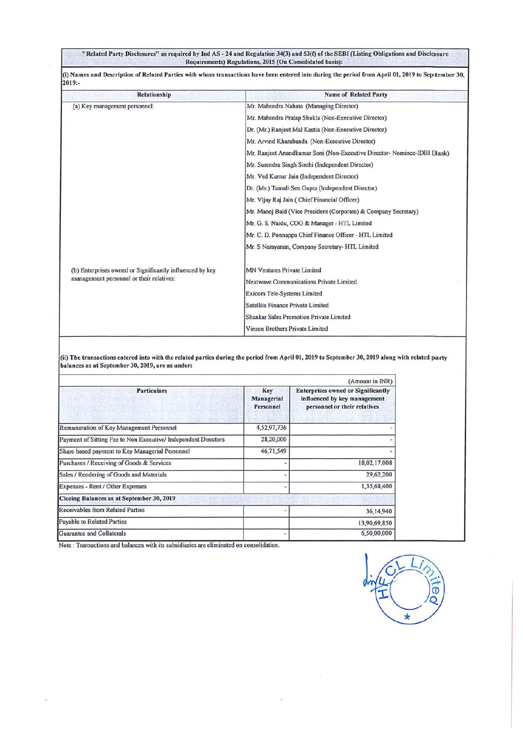**"Related Party Disclosures" as required by Ind AS - 24 and Regulation 34(3) and 53(f) of the SEBI (Listing Obligations and Disclosure Requirements) Regulations, 2015 (On Consolidated basis):**

**(i) Names and Description of Related Parties with whom transactions have been entered into during the period from April 01, 2019 to September 30, 2019:-**

| Relationship | Name of Related Party |
|---|---|
| (a) Key management personnel: | Mr. Mahendra Nahata (Managing Director) |
| | Mr. Mahendra Pratap Shukla (Non-Executive Director) |
| | Dr. (Mr.) Ranjeet Mal Kastia (Non-Executive Director) |
| | Mr. Arvind Kharabanda (Non-Executive Director) |
| | Mr. Ranjeet Anandkumar Soni (Non-Executive Director- Nominee-IDBI Bank) |
| | Mr. Surendra Singh Sirohi (Independent Director) |
| | Mr. Ved Kumar Jain (Independent Director) |
| | Dr. (Ms.) Tamali Sen Gupta (Independent Director) |
| | Mr. Vijay Raj Jain ( Chief Financial Officer) |
| | Mr. Manoj Baid (Vice President (Corporate) & Company Secretary) |
| | Mr. G. S. Naidu, COO & Manager - HTL Limited |
| | Mr. C. D. Ponnappa Chief Finance Officer - HTL Limited |
| | Mr. S Narayanan, Company Secretary- HTL Limited |
| (b) Enterprises owned or Significantly influenced by key management personnel or their relatives: | MN Ventures Private Limited |
| | Nextwave Communications Private Limited. |
| | Exicom Tele-Systems Limited |
| | Satellite Finance Private Limited |
| | Shankar Sales Promotion Private Limited |
| | Vinson Brothers Private Limited |

**(ii) The transactions entered into with the related parties during the period from April 01, 2019 to September 30, 2019 along with related party balances as at September 30, 2019, are as under:**

(Amount in INR)

| Particulars | Key Managerial Personnel | Enterprises owned or Significantly influenced by key management personnel or their relatives |
|---|---|---|
| Remuneration of Key Management Personnel | 4,52,97,736 | - |
| Payment of Sitting Fee to Non Executive/ Independent Directors | 28,20,000 | - |
| Share based payment to Key Managerial Personnel | 46,71,549 | - |
| Purchases / Receiving of Goods & Services | - | 18,02,17,008 |
| Sales / Rendering of Goods and Materials | - | 29,62,200 |
| Expenses - Rent / Other Expenses | - | 1,35,68,400 |
| **Closing Balances as at September 30, 2019** | | |
| Receivables from Related Parties | - | 36,14,940 |
| Payable to Related Parties | | 13,90,69,850 |
| Guarantee and Collaterals | - | 6,50,00,000 |

Note : Transactions and balances with its subsidiaries are eliminated on consolidation.